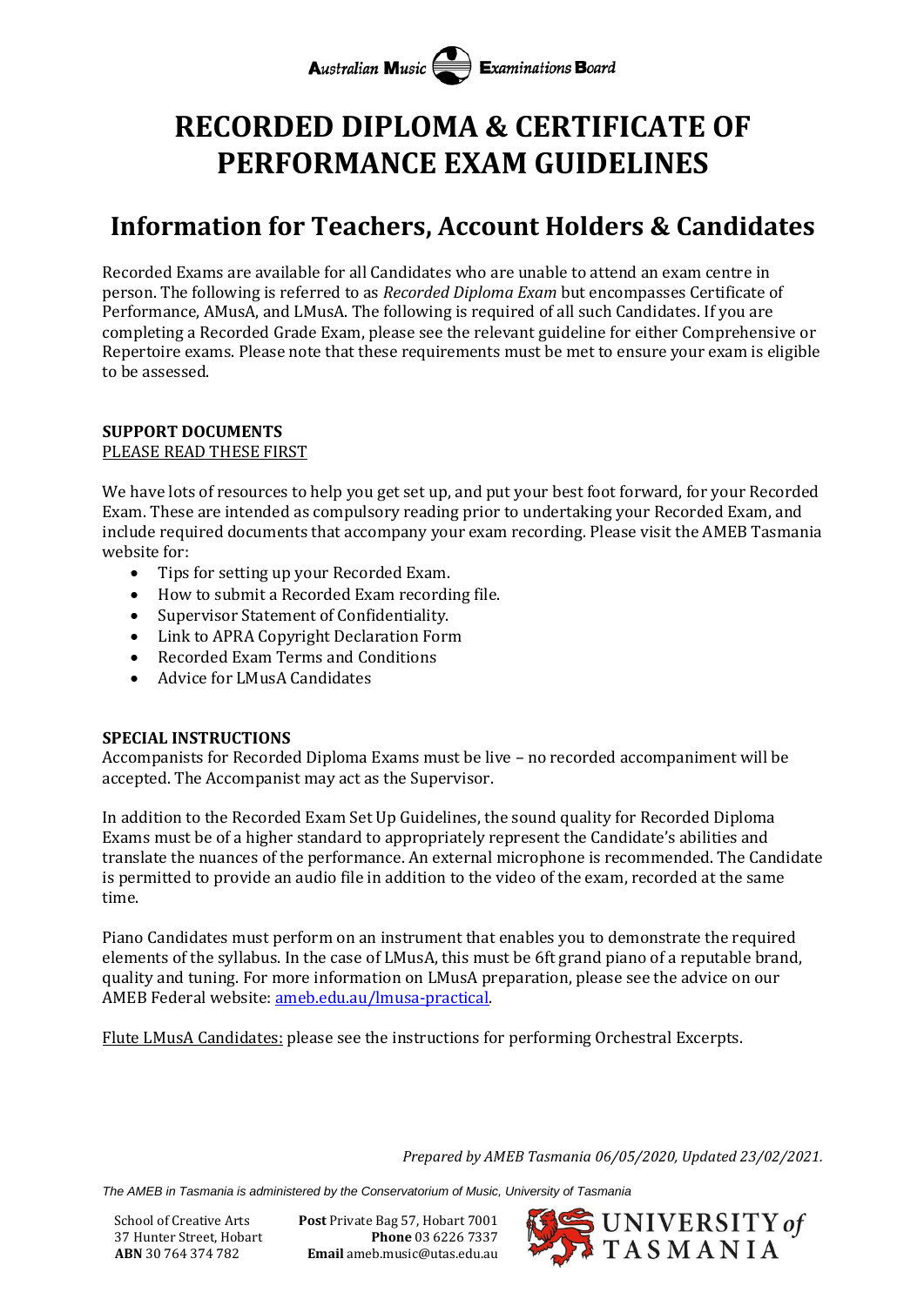Australian Music Examinations Board

# RECORDED DIPLOMA & CERTIFICATE OF PERFORMANCE EXAM GUIDELINES

## Information for Teachers, Account Holders & Candidates

Recorded Exams are available for all Candidates who are unable to attend an exam centre in person. The following is referred to as *Recorded Diploma Exam* but encompasses Certificate of Performance, AMusA, and LMusA. The following is required of all such Candidates. If you are completing a Recorded Grade Exam, please see the relevant guideline for either Comprehensive or Repertoire exams. Please note that these requirements must be met to ensure your exam is eligible to be assessed.

**SUPPORT DOCUMENTS**
PLEASE READ THESE FIRST

We have lots of resources to help you get set up, and put your best foot forward, for your Recorded Exam. These are intended as compulsory reading prior to undertaking your Recorded Exam, and include required documents that accompany your exam recording. Please visit the AMEB Tasmania website for:

- Tips for setting up your Recorded Exam.
- How to submit a Recorded Exam recording file.
- Supervisor Statement of Confidentiality.
- Link to APRA Copyright Declaration Form
- Recorded Exam Terms and Conditions
- Advice for LMusA Candidates

**SPECIAL INSTRUCTIONS**
Accompanists for Recorded Diploma Exams must be live – no recorded accompaniment will be accepted. The Accompanist may act as the Supervisor.

In addition to the Recorded Exam Set Up Guidelines, the sound quality for Recorded Diploma Exams must be of a higher standard to appropriately represent the Candidate's abilities and translate the nuances of the performance. An external microphone is recommended. The Candidate is permitted to provide an audio file in addition to the video of the exam, recorded at the same time.

Piano Candidates must perform on an instrument that enables you to demonstrate the required elements of the syllabus. In the case of LMusA, this must be 6ft grand piano of a reputable brand, quality and tuning. For more information on LMusA preparation, please see the advice on our AMEB Federal website: [ameb.edu.au/lmusa-practical](ameb.edu.au/lmusa-practical).

Flute LMusA Candidates: please see the instructions for performing Orchestral Excerpts.

*Prepared by AMEB Tasmania 06/05/2020, Updated 23/02/2021.*

*The AMEB in Tasmania is administered by the Conservatorium of Music, University of Tasmania*

School of Creative Arts
37 Hunter Street, Hobart
**ABN** 30 764 374 782

**Post** Private Bag 57, Hobart 7001
**Phone** 03 6226 7337
**Email** ameb.music@utas.edu.au

UNIVERSITY *of* TASMANIA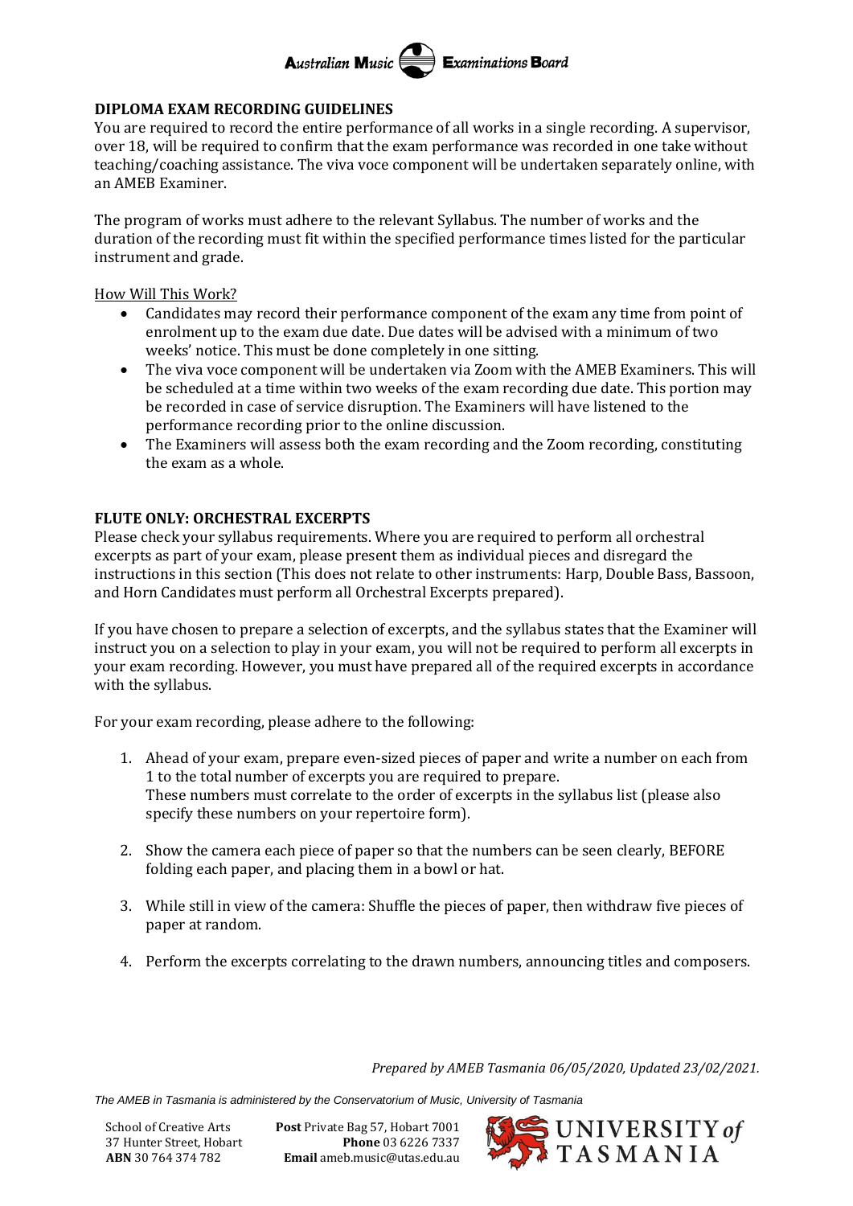## DIPLOMA EXAM RECORDING GUIDELINES

You are required to record the entire performance of all works in a single recording. A supervisor, over 18, will be required to confirm that the exam performance was recorded in one take without teaching/coaching assistance. The viva voce component will be undertaken separately online, with an AMEB Examiner.

The program of works must adhere to the relevant Syllabus. The number of works and the duration of the recording must fit within the specified performance times listed for the particular instrument and grade.

How Will This Work?

- Candidates may record their performance component of the exam any time from point of enrolment up to the exam due date. Due dates will be advised with a minimum of two weeks' notice. This must be done completely in one sitting.
- The viva voce component will be undertaken via Zoom with the AMEB Examiners. This will be scheduled at a time within two weeks of the exam recording due date. This portion may be recorded in case of service disruption. The Examiners will have listened to the performance recording prior to the online discussion.
- The Examiners will assess both the exam recording and the Zoom recording, constituting the exam as a whole.

## FLUTE ONLY: ORCHESTRAL EXCERPTS

Please check your syllabus requirements. Where you are required to perform all orchestral excerpts as part of your exam, please present them as individual pieces and disregard the instructions in this section (This does not relate to other instruments: Harp, Double Bass, Bassoon, and Horn Candidates must perform all Orchestral Excerpts prepared).

If you have chosen to prepare a selection of excerpts, and the syllabus states that the Examiner will instruct you on a selection to play in your exam, you will not be required to perform all excerpts in your exam recording. However, you must have prepared all of the required excerpts in accordance with the syllabus.

For your exam recording, please adhere to the following:

1. Ahead of your exam, prepare even-sized pieces of paper and write a number on each from 1 to the total number of excerpts you are required to prepare. These numbers must correlate to the order of excerpts in the syllabus list (please also specify these numbers on your repertoire form).

2. Show the camera each piece of paper so that the numbers can be seen clearly, BEFORE folding each paper, and placing them in a bowl or hat.

3. While still in view of the camera: Shuffle the pieces of paper, then withdraw five pieces of paper at random.

4. Perform the excerpts correlating to the drawn numbers, announcing titles and composers.

*Prepared by AMEB Tasmania 06/05/2020, Updated 23/02/2021.*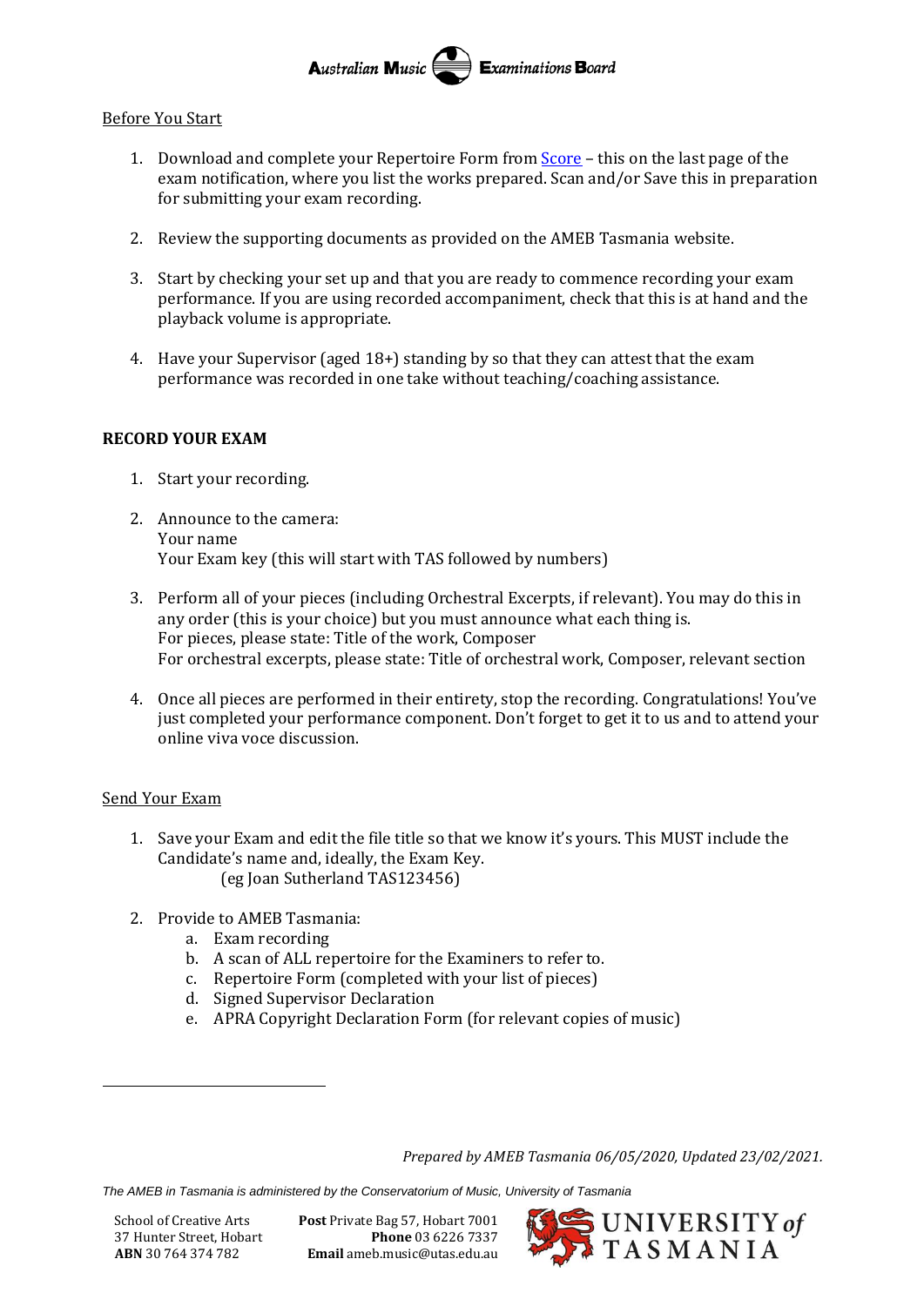Before You Start

1. Download and complete your Repertoire Form from [Score](Score) – this on the last page of the exam notification, where you list the works prepared. Scan and/or Save this in preparation for submitting your exam recording.

2. Review the supporting documents as provided on the AMEB Tasmania website.

3. Start by checking your set up and that you are ready to commence recording your exam performance. If you are using recorded accompaniment, check that this is at hand and the playback volume is appropriate.

4. Have your Supervisor (aged 18+) standing by so that they can attest that the exam performance was recorded in one take without teaching/coaching assistance.

**RECORD YOUR EXAM**

1. Start your recording.

2. Announce to the camera:
   Your name
   Your Exam key (this will start with TAS followed by numbers)

3. Perform all of your pieces (including Orchestral Excerpts, if relevant). You may do this in any order (this is your choice) but you must announce what each thing is.
   For pieces, please state: Title of the work, Composer
   For orchestral excerpts, please state: Title of orchestral work, Composer, relevant section

4. Once all pieces are performed in their entirety, stop the recording. Congratulations! You've just completed your performance component. Don't forget to get it to us and to attend your online viva voce discussion.

Send Your Exam

1. Save your Exam and edit the file title so that we know it's yours. This MUST include the Candidate's name and, ideally, the Exam Key.
   (eg Joan Sutherland TAS123456)

2. Provide to AMEB Tasmania:
   a. Exam recording
   b. A scan of ALL repertoire for the Examiners to refer to.
   c. Repertoire Form (completed with your list of pieces)
   d. Signed Supervisor Declaration
   e. APRA Copyright Declaration Form (for relevant copies of music)

*Prepared by AMEB Tasmania 06/05/2020, Updated 23/02/2021.*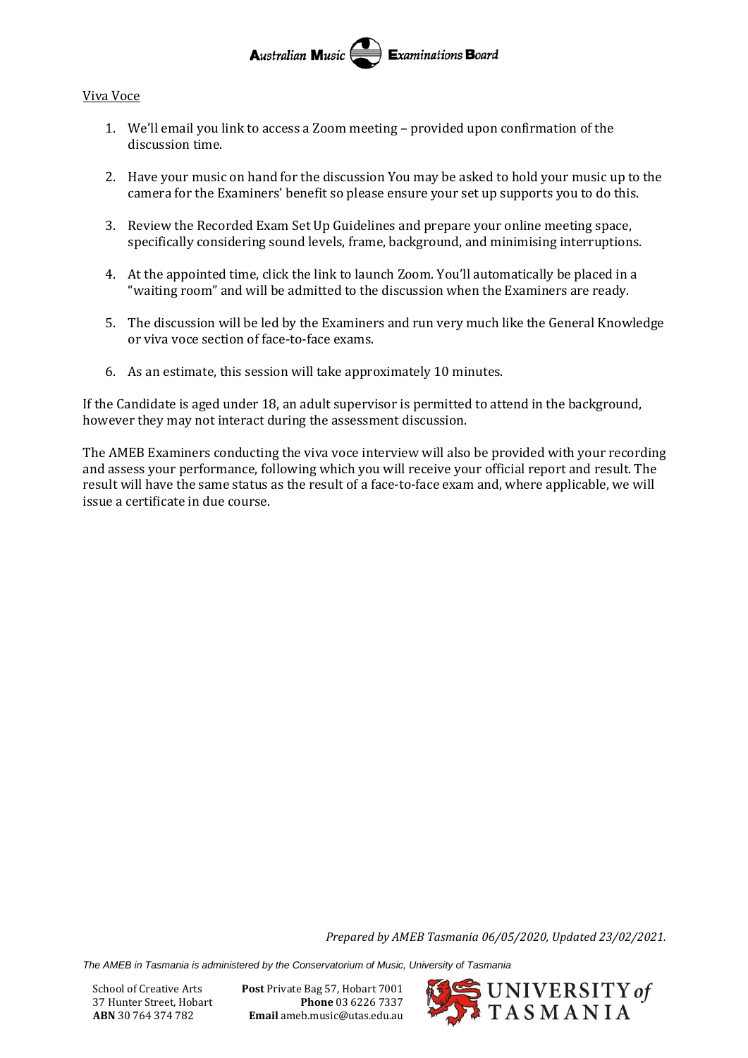<u>Viva Voce</u>

1. We'll email you link to access a Zoom meeting – provided upon confirmation of the discussion time.

2. Have your music on hand for the discussion You may be asked to hold your music up to the camera for the Examiners' benefit so please ensure your set up supports you to do this.

3. Review the Recorded Exam Set Up Guidelines and prepare your online meeting space, specifically considering sound levels, frame, background, and minimising interruptions.

4. At the appointed time, click the link to launch Zoom. You'll automatically be placed in a "waiting room" and will be admitted to the discussion when the Examiners are ready.

5. The discussion will be led by the Examiners and run very much like the General Knowledge or viva voce section of face-to-face exams.

6. As an estimate, this session will take approximately 10 minutes.

If the Candidate is aged under 18, an adult supervisor is permitted to attend in the background, however they may not interact during the assessment discussion.

The AMEB Examiners conducting the viva voce interview will also be provided with your recording and assess your performance, following which you will receive your official report and result. The result will have the same status as the result of a face-to-face exam and, where applicable, we will issue a certificate in due course.

*Prepared by AMEB Tasmania 06/05/2020, Updated 23/02/2021.*